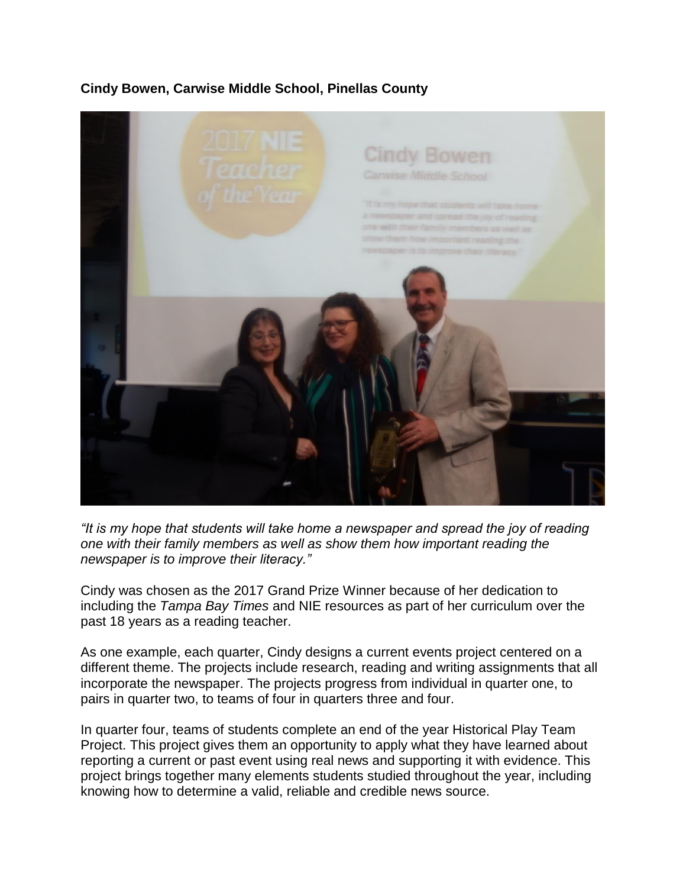**Cindy Bowen, Carwise Middle School, Pinellas County**

*"It is my hope that students will take home a newspaper and spread the joy of reading one with their family members as well as show them how important reading the newspaper is to improve their literacy."*

Cindy was chosen as the 2017 Grand Prize Winner because of her dedication to including the *Tampa Bay Times* and NIE resources as part of her curriculum over the past 18 years as a reading teacher.

As one example, each quarter, Cindy designs a current events project centered on a different theme. The projects include research, reading and writing assignments that all incorporate the newspaper. The projects progress from individual in quarter one, to pairs in quarter two, to teams of four in quarters three and four.

In quarter four, teams of students complete an end of the year Historical Play Team Project. This project gives them an opportunity to apply what they have learned about reporting a current or past event using real news and supporting it with evidence. This project brings together many elements students studied throughout the year, including knowing how to determine a valid, reliable and credible news source.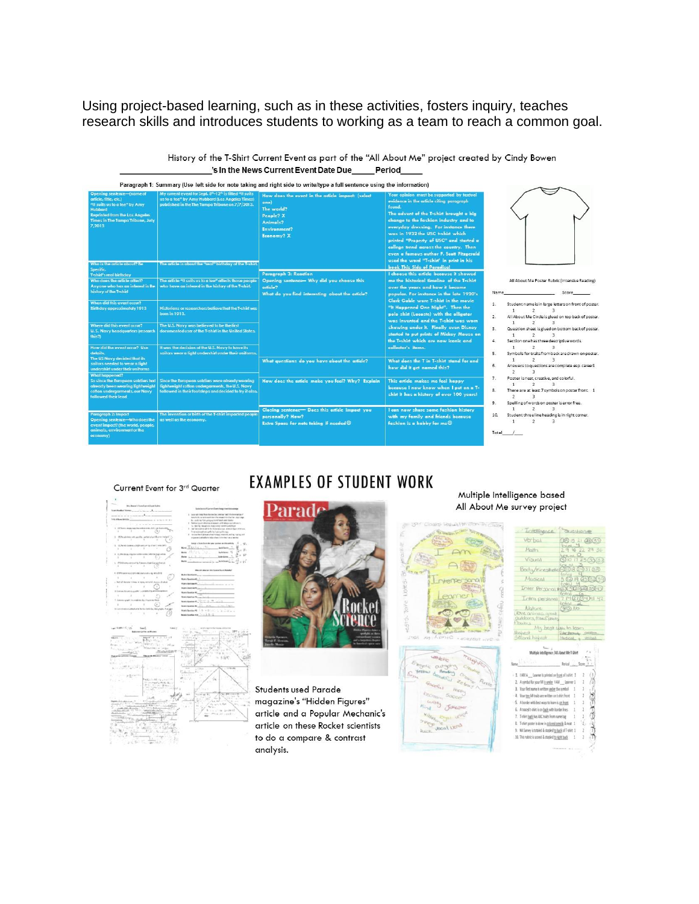Using project-based learning, such as in these activities, fosters inquiry, teaches research skills and introduces students to working as a team to reach a common goal.

History of the T-Shirt Current Event as part of the "All About Me" project created by Cindy Bowen

**__________________'s In the News Current Event Date Due_____ Period_____**

**Paragraph 1:** Summary (Use left side for note taking and right side to write/type a full sentence using the information)

| | | | |
|---|---|---|---|
| Opening sentence—(name of article, title, etc.) "It suits us to a tee" by Amy Hubbard Reprinted from the Los Angeles Times in The Tampa Tribune, July 7,2013 | My current event for Sept. 8th-12th is titled "It suits us to a tee" by Amy Hubbard (Los Angeles Times) published in the The Tampa Tribune on 7/7/2013. | How does the event in the article impact: (select one) The world? People? X Animals? Environment? Economy? X | Your opinion must be supported by textual evidence in the article citing paragraph found. The advent of the T-shirt brought a big change to the fashion industry and to everyday dressing. For instance there was in 1932 the USC t-shirt which printed "Property of USC" and started a college trend across the country. Then even a famous author F. Scott Fitzgerald used the word "T-shirt" in print in his book This Side of Paradise! |
| Who is the article about? Be Specific. T-shirt's real birthday | The article is about the "real" birthday of the T-shirt. | **Paragraph 3: Reaction** Opening sentence— Why did you choose this article? What do you find interesting about the article? | I choose this article because it showed me the historical timeline of the T-shirt over the years and how it became popular. For instance in the late 1920's Clark Gable wore T-shirt in the movie "It Happened One Night". Then the polo shirt (Lacoste) with the alligator was invented and the T-shirt was worn showing under it. Finally even Disney started to put prints of Mickey Mouse on the T-shirt which are now iconic and collector's items. |
| Who does the article affect? Anyone who has an interest in the history of the T-shirt | The article "It suits us to a tee" affects those people who have an interest in the history of the T-shirt. | | |
| When did this event occur? Birthday approximately 1913 | Historians or researchers believe that the T-shirt was born in 1913. | | |
| Where did this event occur? U.S. Navy headquarters (research this?) | The U.S. Navy was believed to be the first documented user of the T-shirt in the United States. | | |
| How did the event occur? Use details. The US Navy decided that its sailors needed to wear a light undershirt under their uniforms | It was the decision of the U.S. Navy to have its sailors wear a light undershirt under their uniforms. | What questions do you have about the article? | What does the T in T-shirt stand for and how did it get named this? |
| What happened? So since the European soldiers had already been wearing lightweight cotton undergarments, our Navy followed their lead | Since the European soldiers were already wearing lightweight cotton undergarments, the U.S. Navy followed in their footsteps and decided to try it also. | How does the article make you feel? Why? Explain | This article makes me feel happy because I now know when I put on a T-shirt it has a history of over 100 years! |
| **Paragraph 2: Impact** Opening sentence—Who does the event impact? (the world, people, animals, environment or the economy) | The invention or birth of the T-shirt impacted people as well as the economy. | Closing sentence— Does this article impact you personally? How? Extra Space for note taking if needed☺ | I can now share some fashion history with my family and friends because fashion is a hobby for me☺ |

All About Me Poster Rubric (Intensive Reading)

Name__________ Score______

1. Students name is in large letters on front of poster. 1 2 3
2. All About Me Circle is glued on top back of poster. 1 2 3
3. Question sheet is glued on bottom back of poster. 1 2 3
4. Section one has three descriptive words. 1 2 3
5. Symbols for traits from back are drawn on poster. 1 2 3
6. Answers to questions are complete esp. career! 1 2 3
7. Poster is neat, creative, and colorful. 1 2 3
8. There are at least 7 symbols on poster front. 1 2 3
9. Spelling of words on poster is error free. 1 2 3
10. Student three line heading is in right corner. 1 2 3

Total____/____

Current Event for 3rd Quarter

# EXAMPLES OF STUDENT WORK

Students used Parade magazine's "Hidden Figures" article and a Popular Mechanic's article on these Rocket scientists to do a compare & contrast analysis.

Multiple Intelligence based All About Me survey project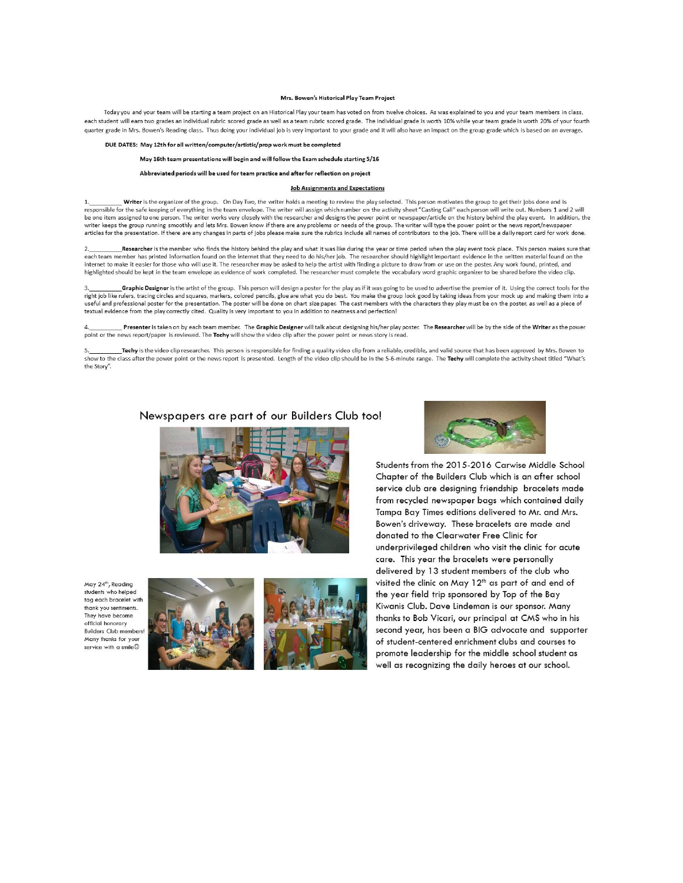### Mrs. Bowen's Historical Play Team Project

Today you and your team will be starting a team project on an Historical Play your team has voted on from twelve choices. As was explained to you and your team members in class, each student will earn two grades an individual rubric scored grade as well as a team rubric scored grade. The individual grade is worth 10% while your team grade is worth 20% of your fourth quarter grade in Mrs. Bowen's Reading class. Thus doing your individual job is very important to your grade and it will also have an impact on the group grade which is based on an average.

**DUE DATES: May 12th for all written/computer/artistic/prop work must be completed**

**May 16th team presentations will begin and will follow the Exam schedule starting 5/16**

**Abbreviated periods will be used for team practice and after for reflection on project**

**Job Assignments and Expectations**

1.__________ **Writer** is the organizer of the group. On Day Two, the writer holds a meeting to review the play selected. This person motivates the group to get their jobs done and is responsible for the safe keeping of everything in the team envelope. The writer will assign which number on the activity sheet "Casting Call" each person will write out. Numbers 1 and 2 will be one item assigned to one person. The writer works very closely with the researcher and designs the power point or newspaper/article on the history behind the play event. In addition, the writer keeps the group running smoothly and lets Mrs. Bowen know if there are any problems or needs of the group. The writer will type the power point or the news report/newspaper articles for the presentation. If there are any changes in parts of jobs please make sure the rubrics include all names of contributors to the job. There will be a daily report card for work done.

2.__________ **Researcher** is the member who finds the history behind the play and what it was like during the year or time period when the play event took place. This person makes sure that each team member has printed information found on the internet that they need to do his/her job. The researcher should highlight important evidence in the written material found on the internet to make it easier for those who will use it. The researcher may be asked to help the artist with finding a picture to draw from or use on the poster. Any work found, printed, and highlighted should be kept in the team envelope as evidence of work completed. The researcher must complete the vocabulary word graphic organizer to be shared before the video clip.

3.__________ **Graphic Designer** is the artist of the group. This person will design a poster for the play as if it was going to be used to advertise the premier of it. Using the correct tools for the right job like rulers, tracing circles and squares, markers, colored pencils, glue are what you do best. You make the group look good by taking ideas from your mock up and making them into a useful and professional poster for the presentation. The poster will be done on chart size paper. The cast members with the characters they play must be on the poster, as well as a piece of textual evidence from the play correctly cited. Quality is very important to you in addition to neatness and perfection!

4.__________ **Presenter** is taken on by each team member. The **Graphic Designer** will talk about designing his/her play poster. The **Researcher** will be by the side of the **Writer** as the power point or the news report/paper is reviewed. The **Techy** will show the video clip after the power point or news story is read.

5.__________ **Techy** is the video clip researcher. This person is responsible for finding a quality video clip from a reliable, credible, and valid source that has been approved by Mrs. Bowen to show to the class after the power point or the news report is presented. Length of the video clip should be in the 5-6-minute range. The **Techy** will complete the activity sheet titled "What's the Story".

## Newspapers are part of our Builders Club too!

Students from the 2015-2016 Carwise Middle School Chapter of the Builders Club which is an after school service club are designing friendship bracelets made from recycled newspaper bags which contained daily Tampa Bay Times editions delivered to Mr. and Mrs. Bowen's driveway. These bracelets are made and donated to the Clearwater Free Clinic for underprivileged children who visit the clinic for acute care. This year the bracelets were personally delivered by 13 student members of the club who visited the clinic on May 12th as part of and end of the year field trip sponsored by Top of the Bay Kiwanis Club. Dave Lindeman is our sponsor. Many thanks to Bob Vicari, our principal at CMS who in his second year, has been a BIG advocate and supporter of student-centered enrichment clubs and courses to promote leadership for the middle school student as well as recognizing the daily heroes at our school.

May 24th, Reading students who helped tag each bracelet with thank you sentiments. They have become official honorary Builders Club members! Many thanks for your service with a smile☺